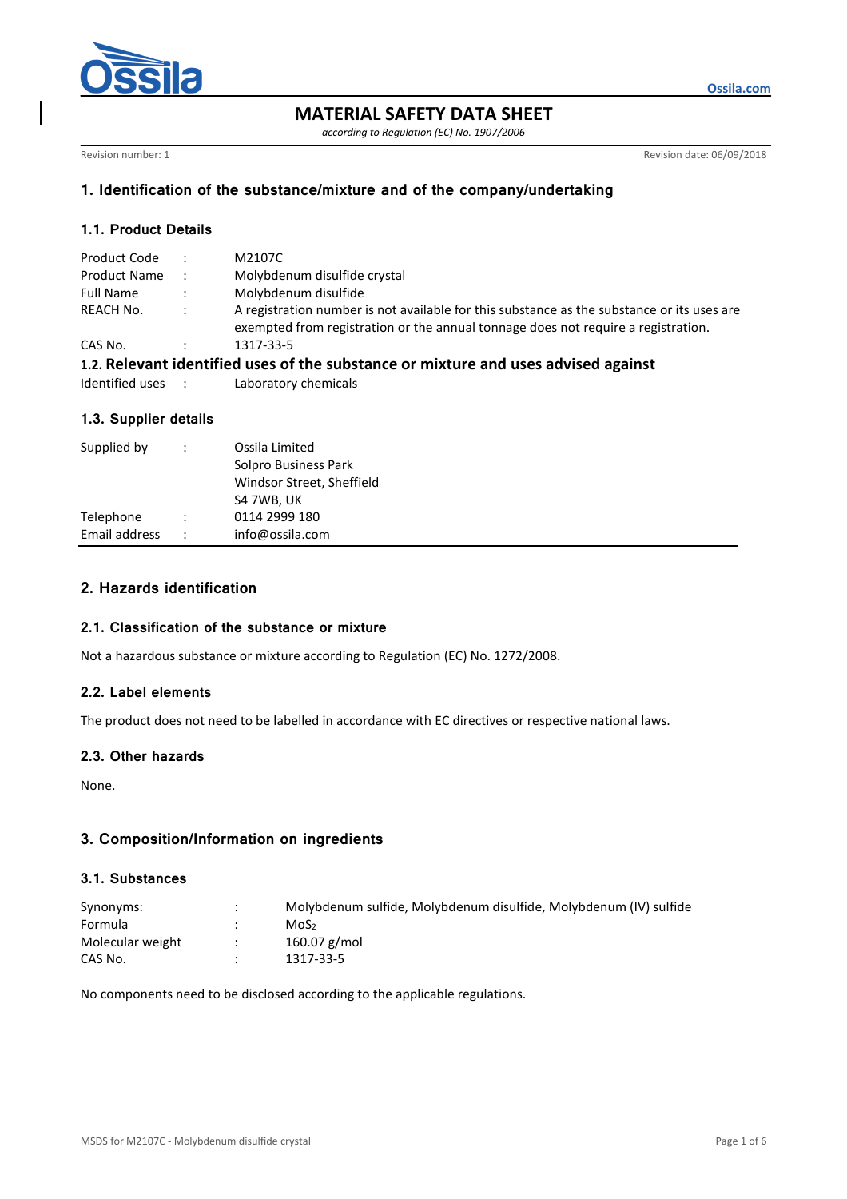# MATERIAL SAFETY DATA SHEET

*according to Regulation (EC) No. 1907/2006*

Revision number: 1 Revision date: 06/09/2018

## 1. Identification of the substance/mixture and of the company/undertaking

### 1.1. Product Details

| | | |
|---|---|---|
| Product Code | : | M2107C |
| Product Name | : | Molybdenum disulfide crystal |
| Full Name | : | Molybdenum disulfide |
| REACH No. | : | A registration number is not available for this substance as the substance or its uses are exempted from registration or the annual tonnage does not require a registration. |
| CAS No. | : | 1317-33-5 |

### 1.2. Relevant identified uses of the substance or mixture and uses advised against

| | | |
|---|---|---|
| Identified uses | : | Laboratory chemicals |

### 1.3. Supplier details

| | | |
|---|---|---|
| Supplied by | : | Ossila Limited<br>Solpro Business Park<br>Windsor Street, Sheffield<br>S4 7WB, UK |
| Telephone | : | 0114 2999 180 |
| Email address | : | info@ossila.com |

## 2. Hazards identification

### 2.1. Classification of the substance or mixture

Not a hazardous substance or mixture according to Regulation (EC) No. 1272/2008.

### 2.2. Label elements

The product does not need to be labelled in accordance with EC directives or respective national laws.

### 2.3. Other hazards

None.

## 3. Composition/Information on ingredients

### 3.1. Substances

| | | |
|---|---|---|
| Synonyms: | : | Molybdenum sulfide, Molybdenum disulfide, Molybdenum (IV) sulfide |
| Formula | : | $MoS_2$ |
| Molecular weight | : | 160.07 g/mol |
| CAS No. | : | 1317-33-5 |

No components need to be disclosed according to the applicable regulations.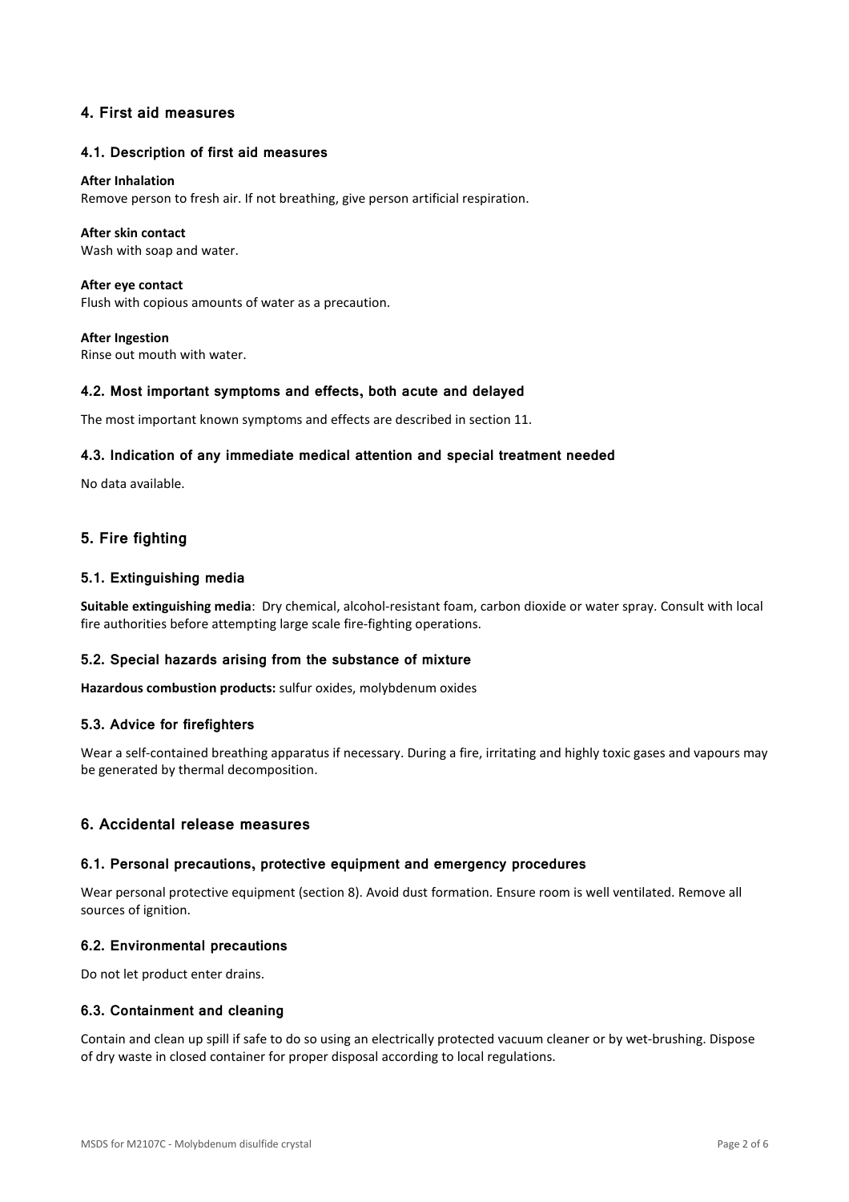## 4. First aid measures

### 4.1. Description of first aid measures

**After Inhalation**
Remove person to fresh air. If not breathing, give person artificial respiration.

**After skin contact**
Wash with soap and water.

**After eye contact**
Flush with copious amounts of water as a precaution.

**After Ingestion**
Rinse out mouth with water.

### 4.2. Most important symptoms and effects, both acute and delayed

The most important known symptoms and effects are described in section 11.

### 4.3. Indication of any immediate medical attention and special treatment needed

No data available.

## 5. Fire fighting

### 5.1. Extinguishing media

**Suitable extinguishing media**: Dry chemical, alcohol-resistant foam, carbon dioxide or water spray. Consult with local fire authorities before attempting large scale fire-fighting operations.

### 5.2. Special hazards arising from the substance of mixture

**Hazardous combustion products:** sulfur oxides, molybdenum oxides

### 5.3. Advice for firefighters

Wear a self-contained breathing apparatus if necessary. During a fire, irritating and highly toxic gases and vapours may be generated by thermal decomposition.

## 6. Accidental release measures

### 6.1. Personal precautions, protective equipment and emergency procedures

Wear personal protective equipment (section 8). Avoid dust formation. Ensure room is well ventilated. Remove all sources of ignition.

### 6.2. Environmental precautions

Do not let product enter drains.

### 6.3. Containment and cleaning

Contain and clean up spill if safe to do so using an electrically protected vacuum cleaner or by wet-brushing. Dispose of dry waste in closed container for proper disposal according to local regulations.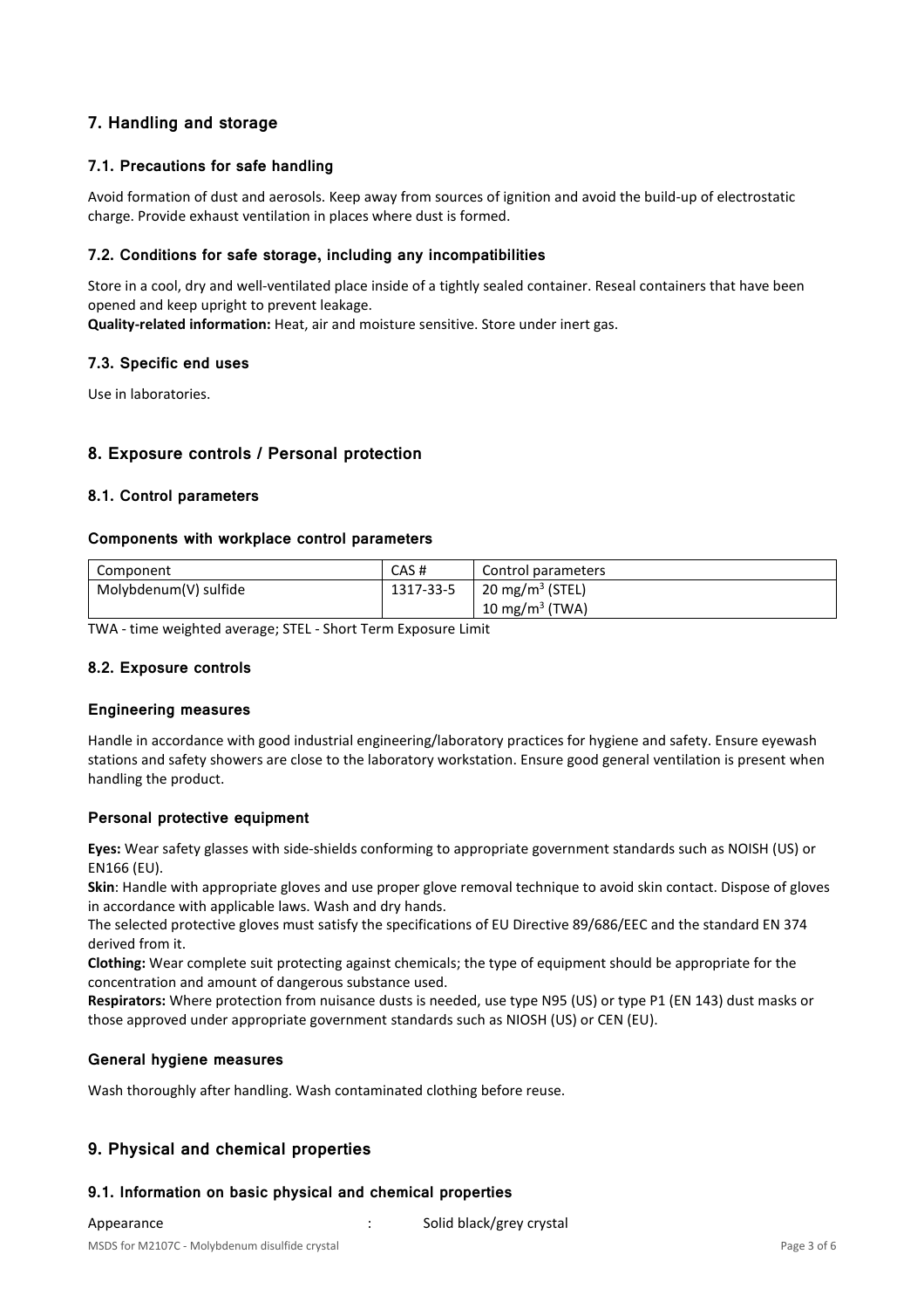## 7. Handling and storage

### 7.1. Precautions for safe handling

Avoid formation of dust and aerosols. Keep away from sources of ignition and avoid the build-up of electrostatic charge. Provide exhaust ventilation in places where dust is formed.

### 7.2. Conditions for safe storage, including any incompatibilities

Store in a cool, dry and well-ventilated place inside of a tightly sealed container. Reseal containers that have been opened and keep upright to prevent leakage.

**Quality-related information:** Heat, air and moisture sensitive. Store under inert gas.

### 7.3. Specific end uses

Use in laboratories.

## 8. Exposure controls / Personal protection

### 8.1. Control parameters

#### Components with workplace control parameters

| Component | CAS # | Control parameters |
| --- | --- | --- |
| Molybdenum(V) sulfide | 1317-33-5 | 20 mg/m$^3$ (STEL)<br>10 mg/m$^3$ (TWA) |

TWA - time weighted average; STEL - Short Term Exposure Limit

### 8.2. Exposure controls

#### Engineering measures

Handle in accordance with good industrial engineering/laboratory practices for hygiene and safety. Ensure eyewash stations and safety showers are close to the laboratory workstation. Ensure good general ventilation is present when handling the product.

#### Personal protective equipment

**Eyes:** Wear safety glasses with side-shields conforming to appropriate government standards such as NOISH (US) or EN166 (EU).

**Skin**: Handle with appropriate gloves and use proper glove removal technique to avoid skin contact. Dispose of gloves in accordance with applicable laws. Wash and dry hands.

The selected protective gloves must satisfy the specifications of EU Directive 89/686/EEC and the standard EN 374 derived from it.

**Clothing:** Wear complete suit protecting against chemicals; the type of equipment should be appropriate for the concentration and amount of dangerous substance used.

**Respirators:** Where protection from nuisance dusts is needed, use type N95 (US) or type P1 (EN 143) dust masks or those approved under appropriate government standards such as NIOSH (US) or CEN (EU).

#### General hygiene measures

Wash thoroughly after handling. Wash contaminated clothing before reuse.

## 9. Physical and chemical properties

### 9.1. Information on basic physical and chemical properties

Appearance : Solid black/grey crystal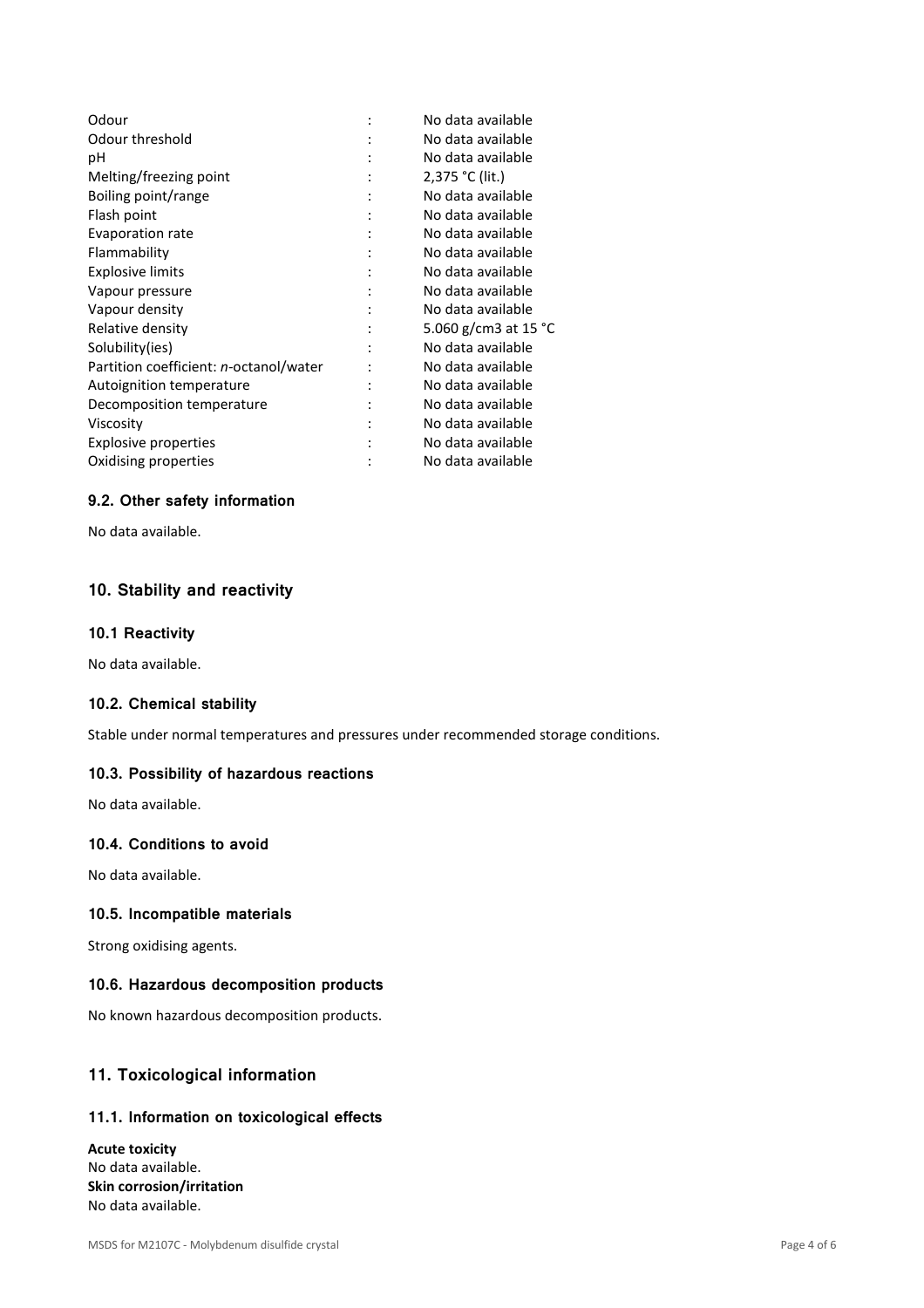| | | |
|---|---|---|
| Odour | : | No data available |
| Odour threshold | : | No data available |
| pH | : | No data available |
| Melting/freezing point | : | 2,375 °C (lit.) |
| Boiling point/range | : | No data available |
| Flash point | : | No data available |
| Evaporation rate | : | No data available |
| Flammability | : | No data available |
| Explosive limits | : | No data available |
| Vapour pressure | : | No data available |
| Vapour density | : | No data available |
| Relative density | : | 5.060 g/cm3 at 15 °C |
| Solubility(ies) | : | No data available |
| Partition coefficient: *n*-octanol/water | : | No data available |
| Autoignition temperature | : | No data available |
| Decomposition temperature | : | No data available |
| Viscosity | : | No data available |
| Explosive properties | : | No data available |
| Oxidising properties | : | No data available |

### 9.2. Other safety information

No data available.

## 10. Stability and reactivity

### 10.1 Reactivity

No data available.

### 10.2. Chemical stability

Stable under normal temperatures and pressures under recommended storage conditions.

### 10.3. Possibility of hazardous reactions

No data available.

### 10.4. Conditions to avoid

No data available.

### 10.5. Incompatible materials

Strong oxidising agents.

### 10.6. Hazardous decomposition products

No known hazardous decomposition products.

## 11. Toxicological information

### 11.1. Information on toxicological effects

**Acute toxicity**
No data available.
**Skin corrosion/irritation**
No data available.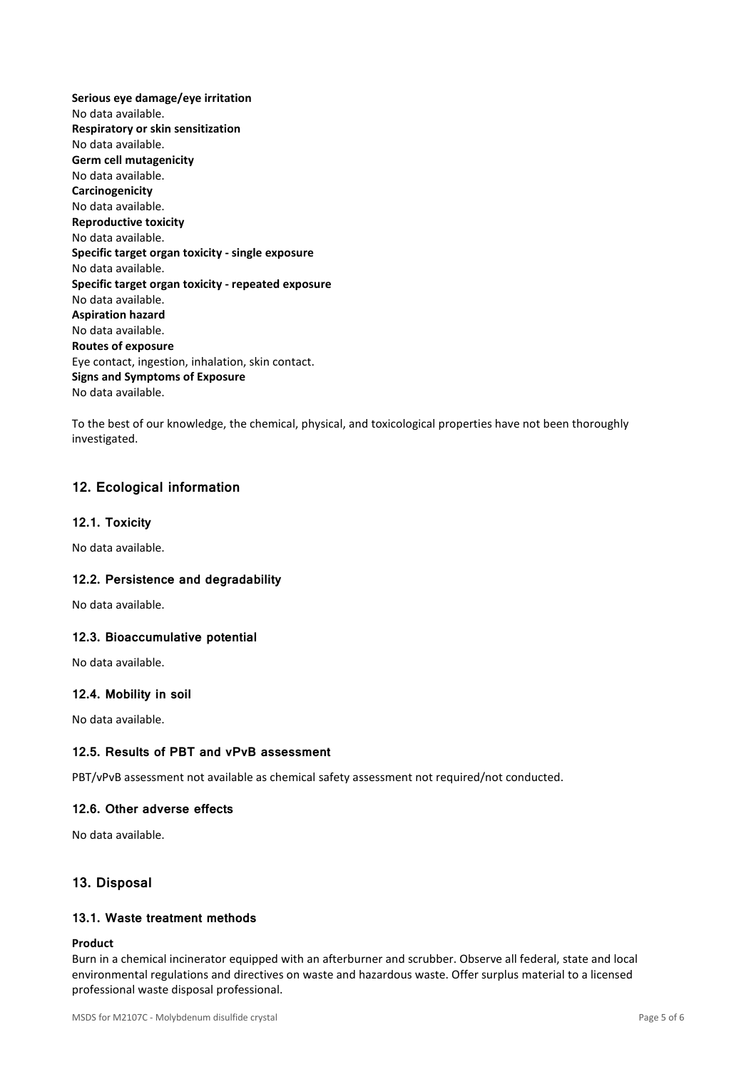**Serious eye damage/eye irritation**
No data available.
**Respiratory or skin sensitization**
No data available.
**Germ cell mutagenicity**
No data available.
**Carcinogenicity**
No data available.
**Reproductive toxicity**
No data available.
**Specific target organ toxicity - single exposure**
No data available.
**Specific target organ toxicity - repeated exposure**
No data available.
**Aspiration hazard**
No data available.
**Routes of exposure**
Eye contact, ingestion, inhalation, skin contact.
**Signs and Symptoms of Exposure**
No data available.

To the best of our knowledge, the chemical, physical, and toxicological properties have not been thoroughly investigated.

## 12. Ecological information

### 12.1. Toxicity

No data available.

### 12.2. Persistence and degradability

No data available.

### 12.3. Bioaccumulative potential

No data available.

### 12.4. Mobility in soil

No data available.

### 12.5. Results of PBT and vPvB assessment

PBT/vPvB assessment not available as chemical safety assessment not required/not conducted.

### 12.6. Other adverse effects

No data available.

## 13. Disposal

### 13.1. Waste treatment methods

**Product**
Burn in a chemical incinerator equipped with an afterburner and scrubber. Observe all federal, state and local environmental regulations and directives on waste and hazardous waste. Offer surplus material to a licensed professional waste disposal professional.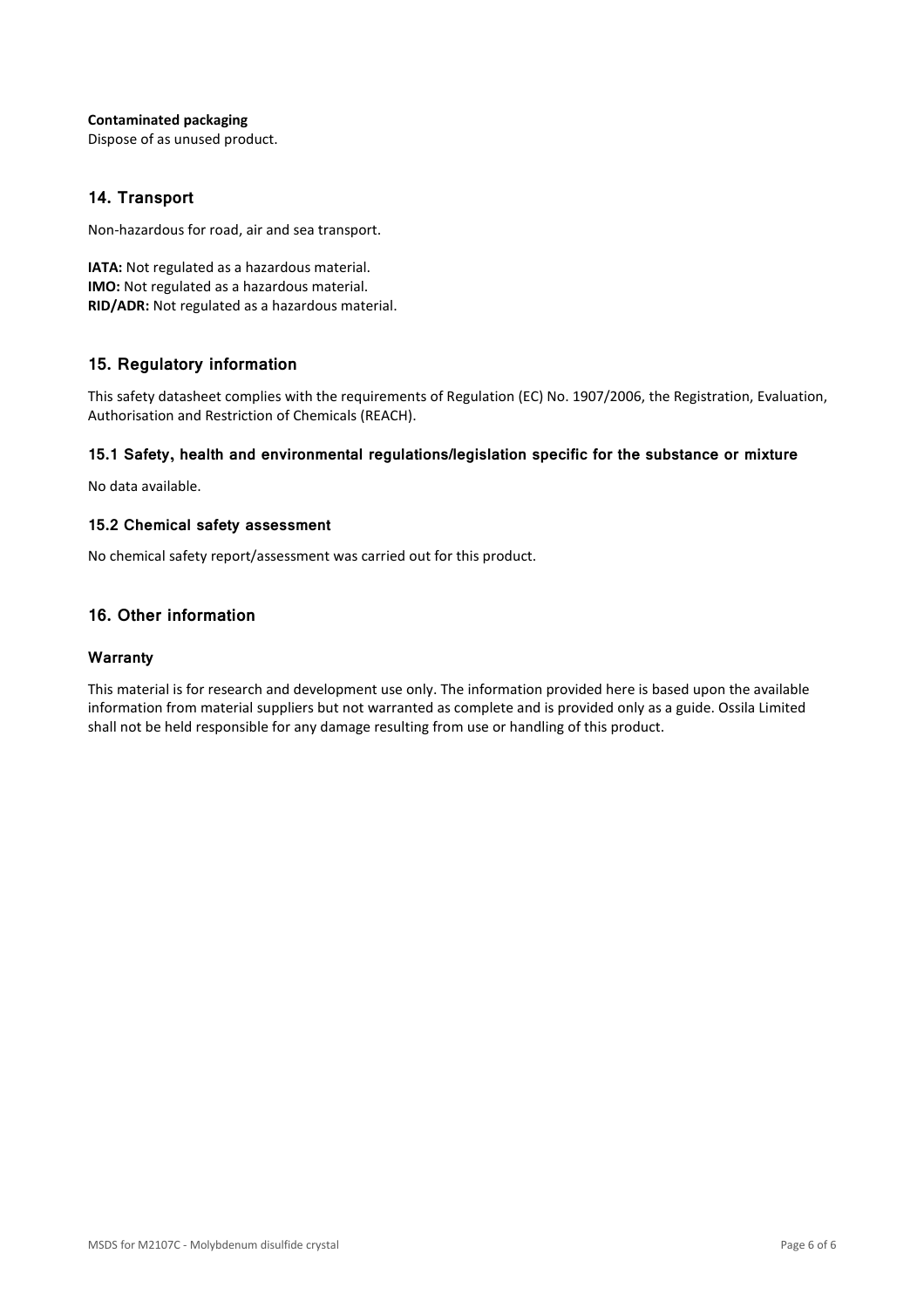**Contaminated packaging**
Dispose of as unused product.

## 14. Transport

Non-hazardous for road, air and sea transport.

**IATA:** Not regulated as a hazardous material.
**IMO:** Not regulated as a hazardous material.
**RID/ADR:** Not regulated as a hazardous material.

## 15. Regulatory information

This safety datasheet complies with the requirements of Regulation (EC) No. 1907/2006, the Registration, Evaluation, Authorisation and Restriction of Chemicals (REACH).

### 15.1 Safety, health and environmental regulations/legislation specific for the substance or mixture

No data available.

### 15.2 Chemical safety assessment

No chemical safety report/assessment was carried out for this product.

## 16. Other information

### Warranty

This material is for research and development use only. The information provided here is based upon the available information from material suppliers but not warranted as complete and is provided only as a guide. Ossila Limited shall not be held responsible for any damage resulting from use or handling of this product.